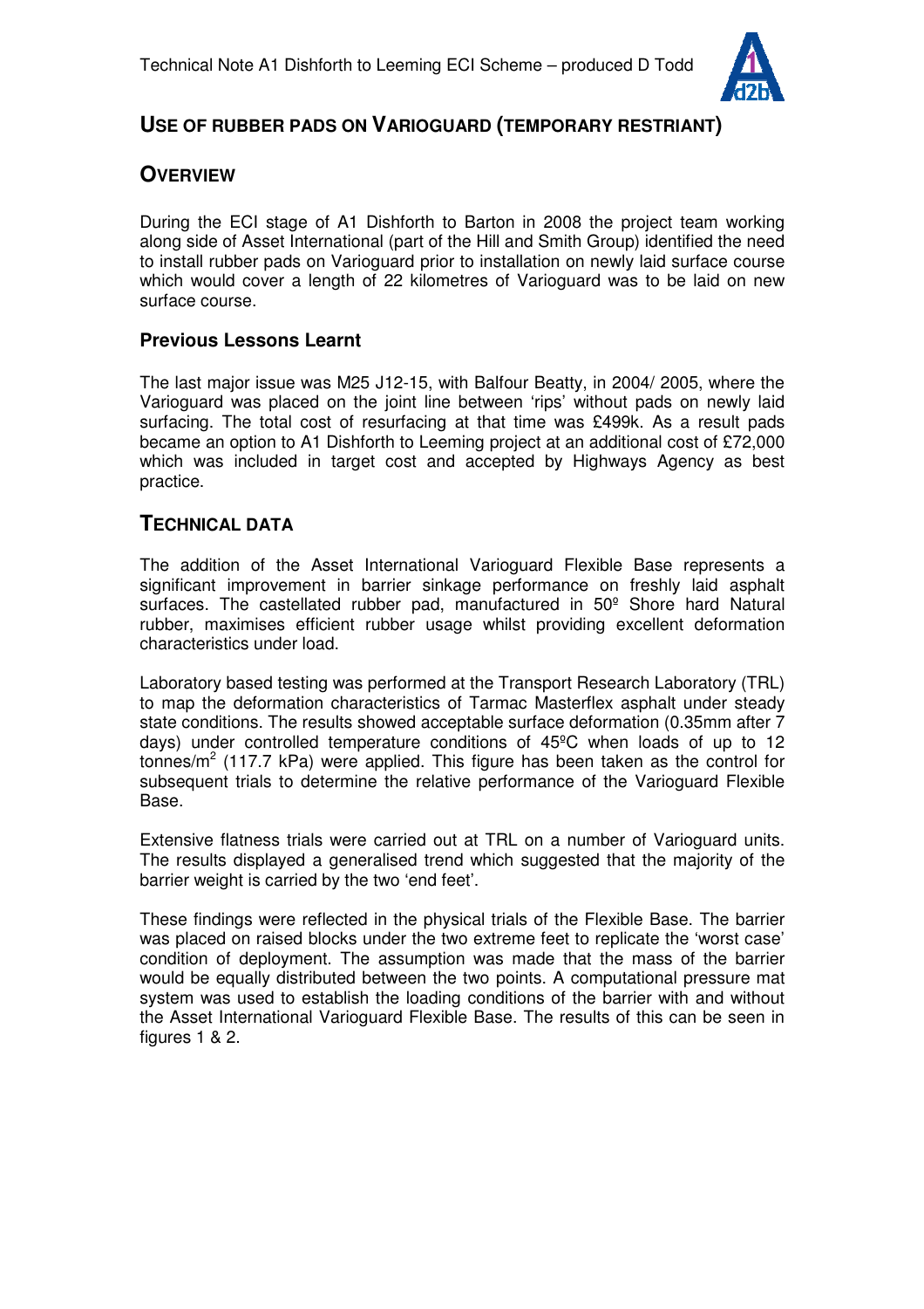# USE OF RUBBER PADS ON VARIOGUARD (TEMPORARY RESTRIANT)

## OVERVIEW

During the ECI stage of A1 Dishforth to Barton in 2008 the project team working along side of Asset International (part of the Hill and Smith Group) identified the need to install rubber pads on Varioguard prior to installation on newly laid surface course which would cover a length of 22 kilometres of Varioguard was to be laid on new surface course.

### Previous Lessons Learnt

The last major issue was M25 J12-15, with Balfour Beatty, in 2004/ 2005, where the Varioguard was placed on the joint line between 'rips' without pads on newly laid surfacing. The total cost of resurfacing at that time was £499k. As a result pads became an option to A1 Dishforth to Leeming project at an additional cost of £72,000 which was included in target cost and accepted by Highways Agency as best practice.

## TECHNICAL DATA

The addition of the Asset International Varioguard Flexible Base represents a significant improvement in barrier sinkage performance on freshly laid asphalt surfaces. The castellated rubber pad, manufactured in 50º Shore hard Natural rubber, maximises efficient rubber usage whilst providing excellent deformation characteristics under load.

Laboratory based testing was performed at the Transport Research Laboratory (TRL) to map the deformation characteristics of Tarmac Masterflex asphalt under steady state conditions. The results showed acceptable surface deformation (0.35mm after 7 days) under controlled temperature conditions of 45ºC when loads of up to 12 tonnes/m$^2$ (117.7 kPa) were applied. This figure has been taken as the control for subsequent trials to determine the relative performance of the Varioguard Flexible Base.

Extensive flatness trials were carried out at TRL on a number of Varioguard units. The results displayed a generalised trend which suggested that the majority of the barrier weight is carried by the two 'end feet'.

These findings were reflected in the physical trials of the Flexible Base. The barrier was placed on raised blocks under the two extreme feet to replicate the 'worst case' condition of deployment. The assumption was made that the mass of the barrier would be equally distributed between the two points. A computational pressure mat system was used to establish the loading conditions of the barrier with and without the Asset International Varioguard Flexible Base. The results of this can be seen in figures 1 & 2.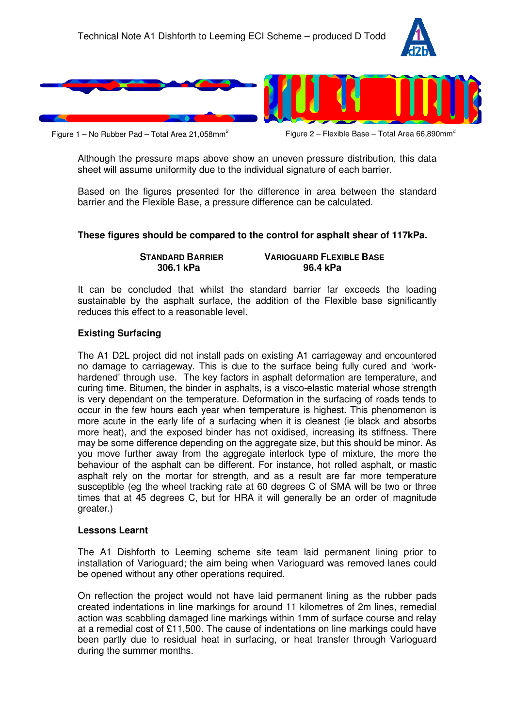Figure 1 – No Rubber Pad – Total Area 21,058mm$^2$

Figure 2 – Flexible Base – Total Area 66,890mm$^2$

Although the pressure maps above show an uneven pressure distribution, this data sheet will assume uniformity due to the individual signature of each barrier.

Based on the figures presented for the difference in area between the standard barrier and the Flexible Base, a pressure difference can be calculated.

**These figures should be compared to the control for asphalt shear of 117kPa.**

| STANDARD BARRIER | VARIOGUARD FLEXIBLE BASE |
|---|---|
| 306.1 kPa | 96.4 kPa |

It can be concluded that whilst the standard barrier far exceeds the loading sustainable by the asphalt surface, the addition of the Flexible base significantly reduces this effect to a reasonable level.

### Existing Surfacing

The A1 D2L project did not install pads on existing A1 carriageway and encountered no damage to carriageway. This is due to the surface being fully cured and 'work-hardened' through use. The key factors in asphalt deformation are temperature, and curing time. Bitumen, the binder in asphalts, is a visco-elastic material whose strength is very dependant on the temperature. Deformation in the surfacing of roads tends to occur in the few hours each year when temperature is highest. This phenomenon is more acute in the early life of a surfacing when it is cleanest (ie black and absorbs more heat), and the exposed binder has not oxidised, increasing its stiffness. There may be some difference depending on the aggregate size, but this should be minor. As you move further away from the aggregate interlock type of mixture, the more the behaviour of the asphalt can be different. For instance, hot rolled asphalt, or mastic asphalt rely on the mortar for strength, and as a result are far more temperature susceptible (eg the wheel tracking rate at 60 degrees C of SMA will be two or three times that at 45 degrees C, but for HRA it will generally be an order of magnitude greater.)

### Lessons Learnt

The A1 Dishforth to Leeming scheme site team laid permanent lining prior to installation of Varioguard; the aim being when Varioguard was removed lanes could be opened without any other operations required.

On reflection the project would not have laid permanent lining as the rubber pads created indentations in line markings for around 11 kilometres of 2m lines, remedial action was scabbling damaged line markings within 1mm of surface course and relay at a remedial cost of £11,500. The cause of indentations on line markings could have been partly due to residual heat in surfacing, or heat transfer through Varioguard during the summer months.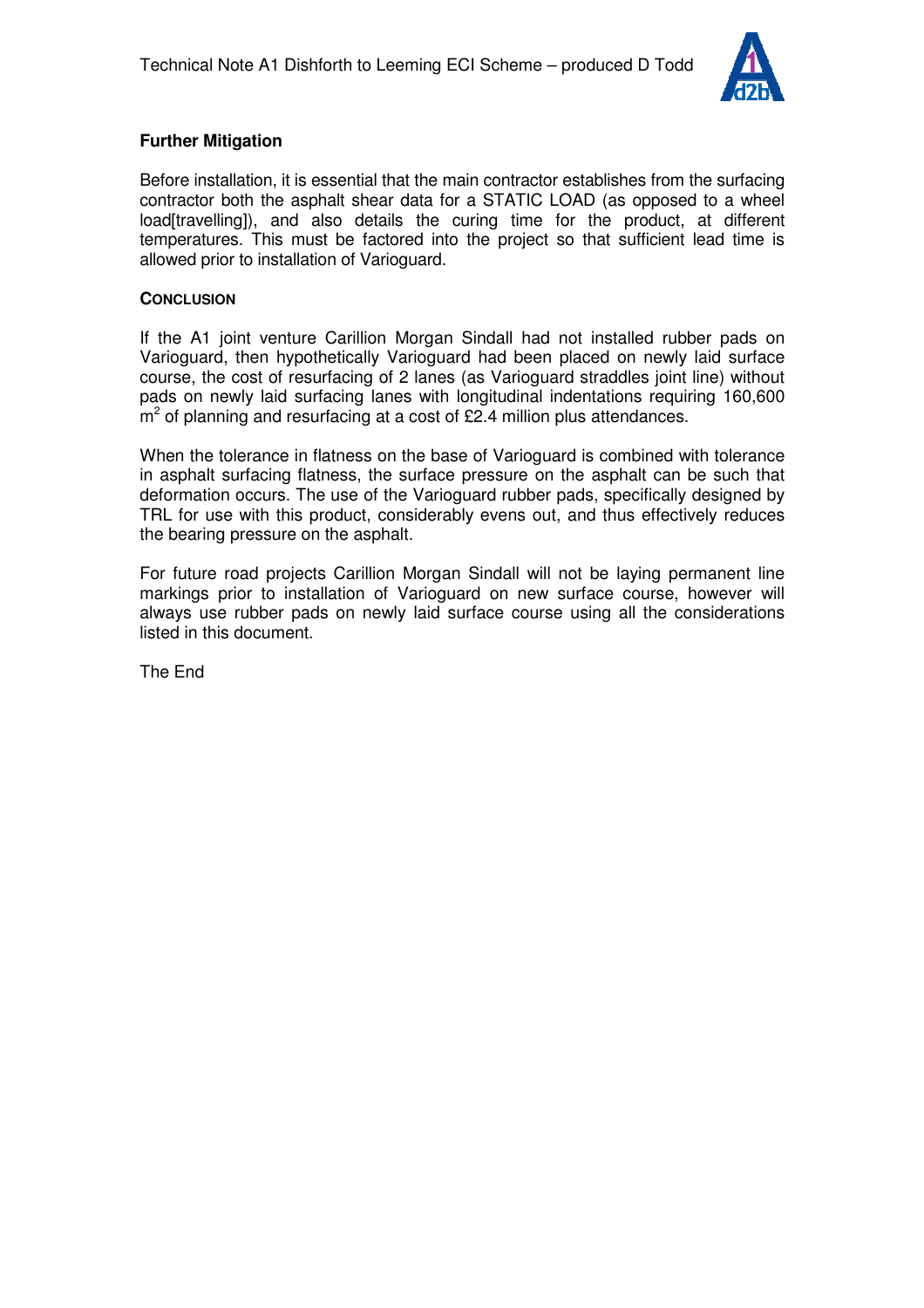**Further Mitigation**

Before installation, it is essential that the main contractor establishes from the surfacing contractor both the asphalt shear data for a STATIC LOAD (as opposed to a wheel load[travelling]), and also details the curing time for the product, at different temperatures. This must be factored into the project so that sufficient lead time is allowed prior to installation of Varioguard.

**CONCLUSION**

If the A1 joint venture Carillion Morgan Sindall had not installed rubber pads on Varioguard, then hypothetically Varioguard had been placed on newly laid surface course, the cost of resurfacing of 2 lanes (as Varioguard straddles joint line) without pads on newly laid surfacing lanes with longitudinal indentations requiring 160,600 $m^2$ of planning and resurfacing at a cost of £2.4 million plus attendances.

When the tolerance in flatness on the base of Varioguard is combined with tolerance in asphalt surfacing flatness, the surface pressure on the asphalt can be such that deformation occurs. The use of the Varioguard rubber pads, specifically designed by TRL for use with this product, considerably evens out, and thus effectively reduces the bearing pressure on the asphalt.

For future road projects Carillion Morgan Sindall will not be laying permanent line markings prior to installation of Varioguard on new surface course, however will always use rubber pads on newly laid surface course using all the considerations listed in this document.

The End